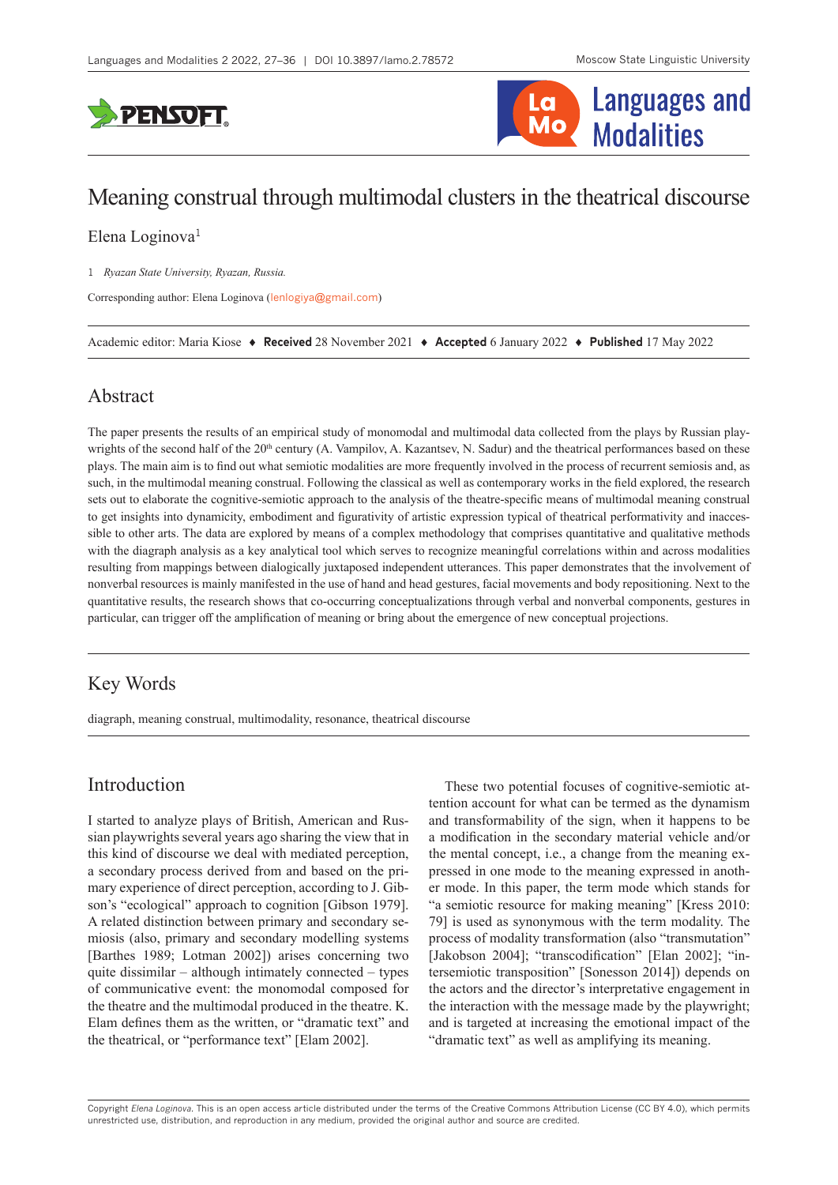# Meaning construal through multimodal clusters in the theatrical discourse

Elena Loginova[1]

1 *Ryazan State University, Ryazan, Russia.*

Corresponding author: Elena Loginova (lenlogiya@gmail.com)

Academic editor: Maria Kiose ♦ **Received** 28 November 2021 ♦ **Accepted** 6 January 2022 ♦ **Published** 17 May 2022

## Abstract

The paper presents the results of an empirical study of monomodal and multimodal data collected from the plays by Russian playwrights of the second half of the 20th century (A. Vampilov, A. Kazantsev, N. Sadur) and the theatrical performances based on these plays. The main aim is to find out what semiotic modalities are more frequently involved in the process of recurrent semiosis and, as such, in the multimodal meaning construal. Following the classical as well as contemporary works in the field explored, the research sets out to elaborate the cognitive-semiotic approach to the analysis of the theatre-specific means of multimodal meaning construal to get insights into dynamicity, embodiment and figurativity of artistic expression typical of theatrical performativity and inaccessible to other arts. The data are explored by means of a complex methodology that comprises quantitative and qualitative methods with the diagraph analysis as a key analytical tool which serves to recognize meaningful correlations within and across modalities resulting from mappings between dialogically juxtaposed independent utterances. This paper demonstrates that the involvement of nonverbal resources is mainly manifested in the use of hand and head gestures, facial movements and body repositioning. Next to the quantitative results, the research shows that co-occurring conceptualizations through verbal and nonverbal components, gestures in particular, can trigger off the amplification of meaning or bring about the emergence of new conceptual projections.

## Key Words

diagraph, meaning construal, multimodality, resonance, theatrical discourse

## Introduction

I started to analyze plays of British, American and Russian playwrights several years ago sharing the view that in this kind of discourse we deal with mediated perception, a secondary process derived from and based on the primary experience of direct perception, according to J. Gibson's "ecological" approach to cognition [Gibson 1979]. A related distinction between primary and secondary semiosis (also, primary and secondary modelling systems [Barthes 1989; Lotman 2002]) arises concerning two quite dissimilar – although intimately connected – types of communicative event: the monomodal composed for the theatre and the multimodal produced in the theatre. K. Elam defines them as the written, or "dramatic text" and the theatrical, or "performance text" [Elam 2002].

These two potential focuses of cognitive-semiotic attention account for what can be termed as the dynamism and transformability of the sign, when it happens to be a modification in the secondary material vehicle and/or the mental concept, i.e., a change from the meaning expressed in one mode to the meaning expressed in another mode. In this paper, the term mode which stands for "a semiotic resource for making meaning" [Kress 2010: 79] is used as synonymous with the term modality. The process of modality transformation (also "transmutation" [Jakobson 2004]; "transcodification" [Elan 2002]; "intersemiotic transposition" [Sonesson 2014]) depends on the actors and the director's interpretative engagement in the interaction with the message made by the playwright; and is targeted at increasing the emotional impact of the "dramatic text" as well as amplifying its meaning.

Copyright *Elena Loginova*. This is an open access article distributed under the terms of the Creative Commons Attribution License (CC BY 4.0), which permits unrestricted use, distribution, and reproduction in any medium, provided the original author and source are credited.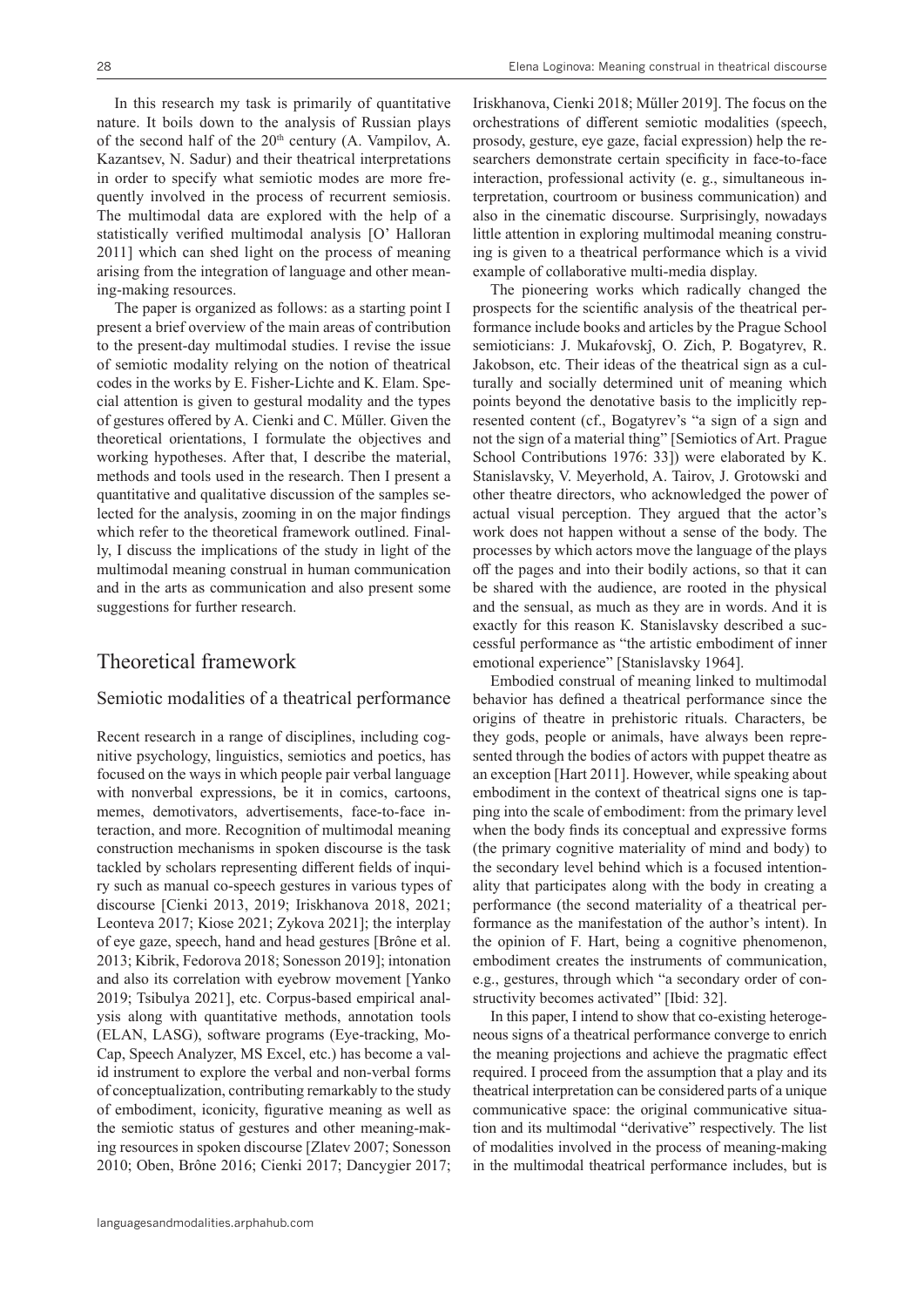In this research my task is primarily of quantitative nature. It boils down to the analysis of Russian plays of the second half of the 20th century (A. Vampilov, A. Kazantsev, N. Sadur) and their theatrical interpretations in order to specify what semiotic modes are more frequently involved in the process of recurrent semiosis. The multimodal data are explored with the help of a statistically verified multimodal analysis [O' Halloran 2011] which can shed light on the process of meaning arising from the integration of language and other meaning-making resources.

The paper is organized as follows: as a starting point I present a brief overview of the main areas of contribution to the present-day multimodal studies. I revise the issue of semiotic modality relying on the notion of theatrical codes in the works by E. Fisher-Lichte and K. Elam. Special attention is given to gestural modality and the types of gestures offered by A. Cienki and C. Műller. Given the theoretical orientations, I formulate the objectives and working hypotheses. After that, I describe the material, methods and tools used in the research. Then I present a quantitative and qualitative discussion of the samples selected for the analysis, zooming in on the major findings which refer to the theoretical framework outlined. Finally, I discuss the implications of the study in light of the multimodal meaning construal in human communication and in the arts as communication and also present some suggestions for further research.

## Theoretical framework

### Semiotic modalities of a theatrical performance

Recent research in a range of disciplines, including cognitive psychology, linguistics, semiotics and poetics, has focused on the ways in which people pair verbal language with nonverbal expressions, be it in comics, cartoons, memes, demotivators, advertisements, face-to-face interaction, and more. Recognition of multimodal meaning construction mechanisms in spoken discourse is the task tackled by scholars representing different fields of inquiry such as manual co-speech gestures in various types of discourse [Cienki 2013, 2019; Iriskhanova 2018, 2021; Leonteva 2017; Kiose 2021; Zykova 2021]; the interplay of eye gaze, speech, hand and head gestures [Brône et al. 2013; Kibrik, Fedorova 2018; Sonesson 2019]; intonation and also its correlation with eyebrow movement [Yanko 2019; Tsibulya 2021], etc. Corpus-based empirical analysis along with quantitative methods, annotation tools (ELAN, LASG), software programs (Eye-tracking, MoCap, Speech Analyzer, MS Excel, etc.) has become a valid instrument to explore the verbal and non-verbal forms of conceptualization, contributing remarkably to the study of embodiment, iconicity, figurative meaning as well as the semiotic status of gestures and other meaning-making resources in spoken discourse [Zlatev 2007; Sonesson 2010; Oben, Brône 2016; Cienki 2017; Dancygier 2017; Iriskhanova, Cienki 2018; Műller 2019]. The focus on the orchestrations of different semiotic modalities (speech, prosody, gesture, eye gaze, facial expression) help the researchers demonstrate certain specificity in face-to-face interaction, professional activity (e. g., simultaneous interpretation, courtroom or business communication) and also in the cinematic discourse. Surprisingly, nowadays little attention in exploring multimodal meaning construing is given to a theatrical performance which is a vivid example of collaborative multi-media display.

The pioneering works which radically changed the prospects for the scientific analysis of the theatrical performance include books and articles by the Prague School semioticians: J. Mukařovskĵ, O. Zich, P. Bogatyrev, R. Jakobson, etc. Their ideas of the theatrical sign as a culturally and socially determined unit of meaning which points beyond the denotative basis to the implicitly represented content (cf., Bogatyrev's "a sign of a sign and not the sign of a material thing" [Semiotics of Art. Prague School Contributions 1976: 33]) were elaborated by K. Stanislavsky, V. Meyerhold, A. Tairov, J. Grotowski and other theatre directors, who acknowledged the power of actual visual perception. They argued that the actor's work does not happen without a sense of the body. The processes by which actors move the language of the plays off the pages and into their bodily actions, so that it can be shared with the audience, are rooted in the physical and the sensual, as much as they are in words. And it is exactly for this reason K. Stanislavsky described a successful performance as "the artistic embodiment of inner emotional experience" [Stanislavsky 1964].

Embodied construal of meaning linked to multimodal behavior has defined a theatrical performance since the origins of theatre in prehistoric rituals. Characters, be they gods, people or animals, have always been represented through the bodies of actors with puppet theatre as an exception [Hart 2011]. However, while speaking about embodiment in the context of theatrical signs one is tapping into the scale of embodiment: from the primary level when the body finds its conceptual and expressive forms (the primary cognitive materiality of mind and body) to the secondary level behind which is a focused intentionality that participates along with the body in creating a performance (the second materiality of a theatrical performance as the manifestation of the author's intent). In the opinion of F. Hart, being a cognitive phenomenon, embodiment creates the instruments of communication, e.g., gestures, through which "a secondary order of constructivity becomes activated" [Ibid: 32].

In this paper, I intend to show that co-existing heterogeneous signs of a theatrical performance converge to enrich the meaning projections and achieve the pragmatic effect required. I proceed from the assumption that a play and its theatrical interpretation can be considered parts of a unique communicative space: the original communicative situation and its multimodal "derivative" respectively. The list of modalities involved in the process of meaning-making in the multimodal theatrical performance includes, but is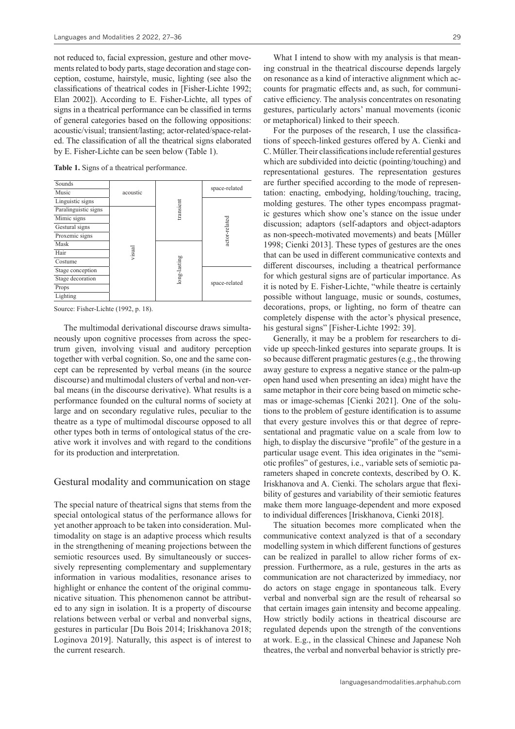not reduced to, facial expression, gesture and other movements related to body parts, stage decoration and stage conception, costume, hairstyle, music, lighting (see also the classifications of theatrical codes in [Fisher-Lichte 1992; Elan 2002]). According to E. Fisher-Lichte, all types of signs in a theatrical performance can be classified in terms of general categories based on the following oppositions: acoustic/visual; transient/lasting; actor-related/space-related. The classification of all the theatrical signs elaborated by E. Fisher-Lichte can be seen below (Table 1).

**Table 1.** Signs of a theatrical performance.

| Sign | Acoustic/visual | Transient/long-lasting | Space/actor-related |
|---|---|---|---|
| Sounds | acoustic | transient | space-related |
| Music | acoustic | transient | space-related |
| Linguistic signs | acoustic | transient | actor-related |
| Paralinguistic signs | visual | transient | actor-related |
| Mimic signs | visual | transient | actor-related |
| Gestural signs | visual | transient | actor-related |
| Proxemic signs | visual | transient | actor-related |
| Mask | visual | long-lasting | actor-related |
| Hair | visual | long-lasting | actor-related |
| Costume | visual | long-lasting | actor-related |
| Stage conception | visual | long-lasting | space-related |
| Stage decoration | visual | long-lasting | space-related |
| Props | visual | long-lasting | space-related |
| Lighting | visual | long-lasting | space-related |

Source: Fisher-Lichte (1992, p. 18).

The multimodal derivational discourse draws simultaneously upon cognitive processes from across the spectrum given, involving visual and auditory perception together with verbal cognition. So, one and the same concept can be represented by verbal means (in the source discourse) and multimodal clusters of verbal and non-verbal means (in the discourse derivative). What results is a performance founded on the cultural norms of society at large and on secondary regulative rules, peculiar to the theatre as a type of multimodal discourse opposed to all other types both in terms of ontological status of the creative work it involves and with regard to the conditions for its production and interpretation.

## Gestural modality and communication on stage

The special nature of theatrical signs that stems from the special ontological status of the performance allows for yet another approach to be taken into consideration. Multimodality on stage is an adaptive process which results in the strengthening of meaning projections between the semiotic resources used. By simultaneously or successively representing complementary and supplementary information in various modalities, resonance arises to highlight or enhance the content of the original communicative situation. This phenomenon cannot be attributed to any sign in isolation. It is a property of discourse relations between verbal or verbal and nonverbal signs, gestures in particular [Du Bois 2014; Iriskhanova 2018; Loginova 2019]. Naturally, this aspect is of interest to the current research.

What I intend to show with my analysis is that meaning construal in the theatrical discourse depends largely on resonance as a kind of interactive alignment which accounts for pragmatic effects and, as such, for communicative efficiency. The analysis concentrates on resonating gestures, particularly actors' manual movements (iconic or metaphorical) linked to their speech.

For the purposes of the research, I use the classifications of speech-linked gestures offered by A. Cienki and C. Műller. Their classifications include referential gestures which are subdivided into deictic (pointing/touching) and representational gestures. The representation gestures are further specified according to the mode of representation: enacting, embodying, holding/touching, tracing, molding gestures. The other types encompass pragmatic gestures which show one's stance on the issue under discussion; adaptors (self-adaptors and object-adaptors as non-speech-motivated movements) and beats [Műller 1998; Cienki 2013]. These types of gestures are the ones that can be used in different communicative contexts and different discourses, including a theatrical performance for which gestural signs are of particular importance. As it is noted by E. Fisher-Lichte, "while theatre is certainly possible without language, music or sounds, costumes, decorations, props, or lighting, no form of theatre can completely dispense with the actor's physical presence, his gestural signs" [Fisher-Lichte 1992: 39].

Generally, it may be a problem for researchers to divide up speech-linked gestures into separate groups. It is so because different pragmatic gestures (e.g., the throwing away gesture to express a negative stance or the palm-up open hand used when presenting an idea) might have the same metaphor in their core being based on mimetic schemas or image-schemas [Cienki 2021]. One of the solutions to the problem of gesture identification is to assume that every gesture involves this or that degree of representational and pragmatic value on a scale from low to high, to display the discursive "profile" of the gesture in a particular usage event. This idea originates in the "semiotic profiles" of gestures, i.e., variable sets of semiotic parameters shaped in concrete contexts, described by O. K. Iriskhanova and A. Cienki. The scholars argue that flexibility of gestures and variability of their semiotic features make them more language-dependent and more exposed to individual differences [Iriskhanova, Cienki 2018].

The situation becomes more complicated when the communicative context analyzed is that of a secondary modelling system in which different functions of gestures can be realized in parallel to allow richer forms of expression. Furthermore, as a rule, gestures in the arts as communication are not characterized by immediacy, nor do actors on stage engage in spontaneous talk. Every verbal and nonverbal sign are the result of rehearsal so that certain images gain intensity and become appealing. How strictly bodily actions in theatrical discourse are regulated depends upon the strength of the conventions at work. E.g., in the classical Chinese and Japanese Noh theatres, the verbal and nonverbal behavior is strictly pre-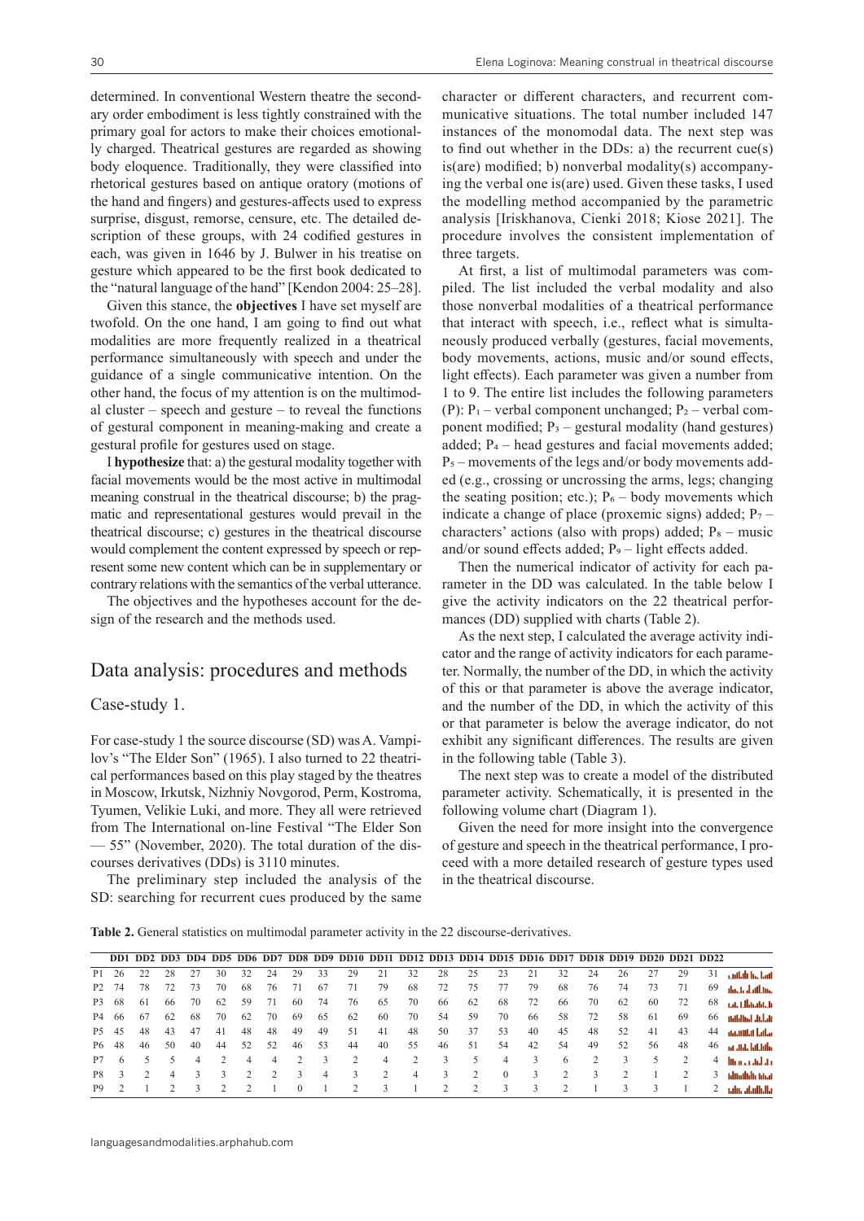determined. In conventional Western theatre the secondary order embodiment is less tightly constrained with the primary goal for actors to make their choices emotionally charged. Theatrical gestures are regarded as showing body eloquence. Traditionally, they were classified into rhetorical gestures based on antique oratory (motions of the hand and fingers) and gestures-affects used to express surprise, disgust, remorse, censure, etc. The detailed description of these groups, with 24 codified gestures in each, was given in 1646 by J. Bulwer in his treatise on gesture which appeared to be the first book dedicated to the "natural language of the hand" [Kendon 2004: 25–28].

Given this stance, the **objectives** I have set myself are twofold. On the one hand, I am going to find out what modalities are more frequently realized in a theatrical performance simultaneously with speech and under the guidance of a single communicative intention. On the other hand, the focus of my attention is on the multimodal cluster – speech and gesture – to reveal the functions of gestural component in meaning-making and create a gestural profile for gestures used on stage.

I **hypothesize** that: a) the gestural modality together with facial movements would be the most active in multimodal meaning construal in the theatrical discourse; b) the pragmatic and representational gestures would prevail in the theatrical discourse; c) gestures in the theatrical discourse would complement the content expressed by speech or represent some new content which can be in supplementary or contrary relations with the semantics of the verbal utterance.

The objectives and the hypotheses account for the design of the research and the methods used.

## Data analysis: procedures and methods

### Case-study 1.

For case-study 1 the source discourse (SD) was A. Vampilov's "The Elder Son" (1965). I also turned to 22 theatrical performances based on this play staged by the theatres in Moscow, Irkutsk, Nizhniy Novgorod, Perm, Kostroma, Tyumen, Velikie Luki, and more. They all were retrieved from The International on-line Festival "The Elder Son — 55" (November, 2020). The total duration of the discourses derivatives (DDs) is 3110 minutes.

The preliminary step included the analysis of the SD: searching for recurrent cues produced by the same character or different characters, and recurrent communicative situations. The total number included 147 instances of the monomodal data. The next step was to find out whether in the DDs: a) the recurrent cue(s) is(are) modified; b) nonverbal modality(s) accompanying the verbal one is(are) used. Given these tasks, I used the modelling method accompanied by the parametric analysis [Iriskhanova, Cienki 2018; Kiose 2021]. The procedure involves the consistent implementation of three targets.

At first, a list of multimodal parameters was compiled. The list included the verbal modality and also those nonverbal modalities of a theatrical performance that interact with speech, i.e., reflect what is simultaneously produced verbally (gestures, facial movements, body movements, actions, music and/or sound effects, light effects). Each parameter was given a number from 1 to 9. The entire list includes the following parameters (P): $P_1$ – verbal component unchanged; $P_2$ – verbal component modified; $P_3$ – gestural modality (hand gestures) added; $P_4$ – head gestures and facial movements added; $P_5$ – movements of the legs and/or body movements added (e.g., crossing or uncrossing the arms, legs; changing the seating position; etc.); $P_6$ – body movements which indicate a change of place (proxemic signs) added; $P_7$ – characters' actions (also with props) added; $P_8$ – music and/or sound effects added; $P_9$ – light effects added.

Then the numerical indicator of activity for each parameter in the DD was calculated. In the table below I give the activity indicators on the 22 theatrical performances (DD) supplied with charts (Table 2).

As the next step, I calculated the average activity indicator and the range of activity indicators for each parameter. Normally, the number of the DD, in which the activity of this or that parameter is above the average indicator, and the number of the DD, in which the activity of this or that parameter is below the average indicator, do not exhibit any significant differences. The results are given in the following table (Table 3).

The next step was to create a model of the distributed parameter activity. Schematically, it is presented in the following volume chart (Diagram 1).

Given the need for more insight into the convergence of gesture and speech in the theatrical performance, I proceed with a more detailed research of gesture types used in the theatrical discourse.

**Table 2.** General statistics on multimodal parameter activity in the 22 discourse-derivatives.

| | DD1 | DD2 | DD3 | DD4 | DD5 | DD6 | DD7 | DD8 | DD9 | DD10 | DD11 | DD12 | DD13 | DD14 | DD15 | DD16 | DD17 | DD18 | DD19 | DD20 | DD21 | DD22 | |
|---|---|---|---|---|---|---|---|---|---|---|---|---|---|---|---|---|---|---|---|---|---|---|---|
| P1 | 26 | 22 | 28 | 27 | 30 | 32 | 24 | 29 | 33 | 29 | 21 | 32 | 28 | 25 | 23 | 21 | 32 | 24 | 26 | 27 | 29 | 31 | |
| P2 | 74 | 78 | 72 | 73 | 70 | 68 | 76 | 71 | 67 | 71 | 79 | 68 | 72 | 75 | 77 | 79 | 68 | 76 | 74 | 73 | 71 | 69 | |
| P3 | 68 | 61 | 66 | 70 | 62 | 59 | 71 | 60 | 74 | 76 | 65 | 70 | 66 | 62 | 68 | 72 | 66 | 70 | 62 | 60 | 72 | 68 | |
| P4 | 66 | 67 | 62 | 68 | 70 | 62 | 70 | 69 | 65 | 62 | 60 | 70 | 54 | 59 | 70 | 66 | 58 | 72 | 58 | 61 | 69 | 66 | |
| P5 | 45 | 48 | 43 | 47 | 41 | 48 | 48 | 49 | 49 | 51 | 41 | 48 | 50 | 37 | 53 | 40 | 45 | 48 | 52 | 41 | 43 | 44 | |
| P6 | 48 | 46 | 50 | 40 | 44 | 52 | 52 | 46 | 53 | 44 | 40 | 55 | 46 | 51 | 54 | 42 | 54 | 49 | 52 | 56 | 48 | 46 | |
| P7 | 6 | 5 | 5 | 4 | 2 | 4 | 4 | 2 | 3 | 2 | 4 | 2 | 3 | 5 | 4 | 3 | 6 | 2 | 3 | 5 | 2 | 4 | |
| P8 | 3 | 2 | 4 | 3 | 3 | 2 | 2 | 3 | 4 | 3 | 2 | 4 | 3 | 2 | 0 | 3 | 2 | 3 | 2 | 1 | 2 | 3 | |
| P9 | 2 | 1 | 2 | 3 | 2 | 2 | 1 | 0 | 1 | 2 | 3 | 1 | 2 | 2 | 3 | 3 | 2 | 1 | 3 | 3 | 1 | 2 | |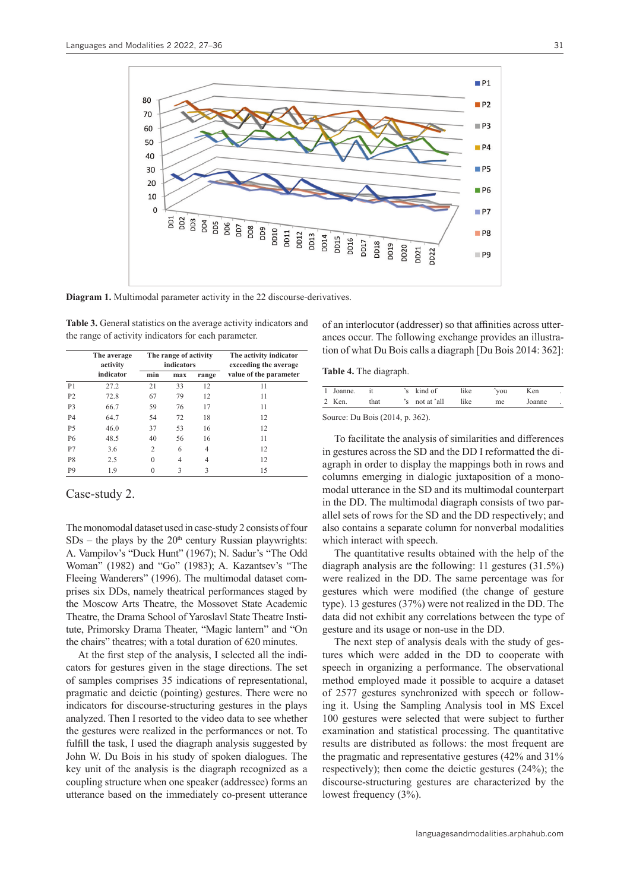Diagram 1. Multimodal parameter activity in the 22 discourse-derivatives.

**Table 3.** General statistics on the average activity indicators and the range of activity indicators for each parameter.

| | The average activity indicator | The range of activity indicators | | | The activity indicator exceeding the average value of the parameter |
|---|---|---|---|---|---|
| | | min | max | range | |
| P1 | 27.2 | 21 | 33 | 12 | 11 |
| P2 | 72.8 | 67 | 79 | 12 | 11 |
| P3 | 66.7 | 59 | 76 | 17 | 11 |
| P4 | 64.7 | 54 | 72 | 18 | 12 |
| P5 | 46.0 | 37 | 53 | 16 | 12 |
| P6 | 48.5 | 40 | 56 | 16 | 11 |
| P7 | 3.6 | 2 | 6 | 4 | 12 |
| P8 | 2.5 | 0 | 4 | 4 | 12 |
| P9 | 1.9 | 0 | 3 | 3 | 15 |

## Case-study 2.

The monomodal dataset used in case-study 2 consists of four SDs – the plays by the 20th century Russian playwrights: A. Vampilov's "Duck Hunt" (1967); N. Sadur's "The Odd Woman" (1982) and "Go" (1983); A. Kazantsev's "The Fleeing Wanderers" (1996). The multimodal dataset comprises six DDs, namely theatrical performances staged by the Moscow Arts Theatre, the Mossovet State Academic Theatre, the Drama School of Yaroslavl State Theatre Institute, Primorsky Drama Theater, "Magic lantern" and "On the chairs" theatres; with a total duration of 620 minutes.

At the first step of the analysis, I selected all the indicators for gestures given in the stage directions. The set of samples comprises 35 indications of representational, pragmatic and deictic (pointing) gestures. There were no indicators for discourse-structuring gestures in the plays analyzed. Then I resorted to the video data to see whether the gestures were realized in the performances or not. To fulfill the task, I used the diagraph analysis suggested by John W. Du Bois in his study of spoken dialogues. The key unit of the analysis is the diagraph recognized as a coupling structure when one speaker (addressee) forms an utterance based on the immediately co-present utterance of an interlocutor (addresser) so that affinities across utterances occur. The following exchange provides an illustration of what Du Bois calls a diagraph [Du Bois 2014: 362]:

**Table 4.** The diagraph.

| | | | | | | | |
|---|---|---|---|---|---|---|---|
| 1 Joanne. | it | 's | kind of | like | ˆyou | Ken | . |
| 2 Ken. | that | 's | not at ˆall | like | me | Joanne | . |

Source: Du Bois (2014, p. 362).

To facilitate the analysis of similarities and differences in gestures across the SD and the DD I reformatted the diagraph in order to display the mappings both in rows and columns emerging in dialogic juxtaposition of a monomodal utterance in the SD and its multimodal counterpart in the DD. The multimodal diagraph consists of two parallel sets of rows for the SD and the DD respectively; and also contains a separate column for nonverbal modalities which interact with speech.

The quantitative results obtained with the help of the diagraph analysis are the following: 11 gestures (31.5%) were realized in the DD. The same percentage was for gestures which were modified (the change of gesture type). 13 gestures (37%) were not realized in the DD. The data did not exhibit any correlations between the type of gesture and its usage or non-use in the DD.

The next step of analysis deals with the study of gestures which were added in the DD to cooperate with speech in organizing a performance. The observational method employed made it possible to acquire a dataset of 2577 gestures synchronized with speech or following it. Using the Sampling Analysis tool in MS Excel 100 gestures were selected that were subject to further examination and statistical processing. The quantitative results are distributed as follows: the most frequent are the pragmatic and representative gestures (42% and 31% respectively); then come the deictic gestures (24%); the discourse-structuring gestures are characterized by the lowest frequency (3%).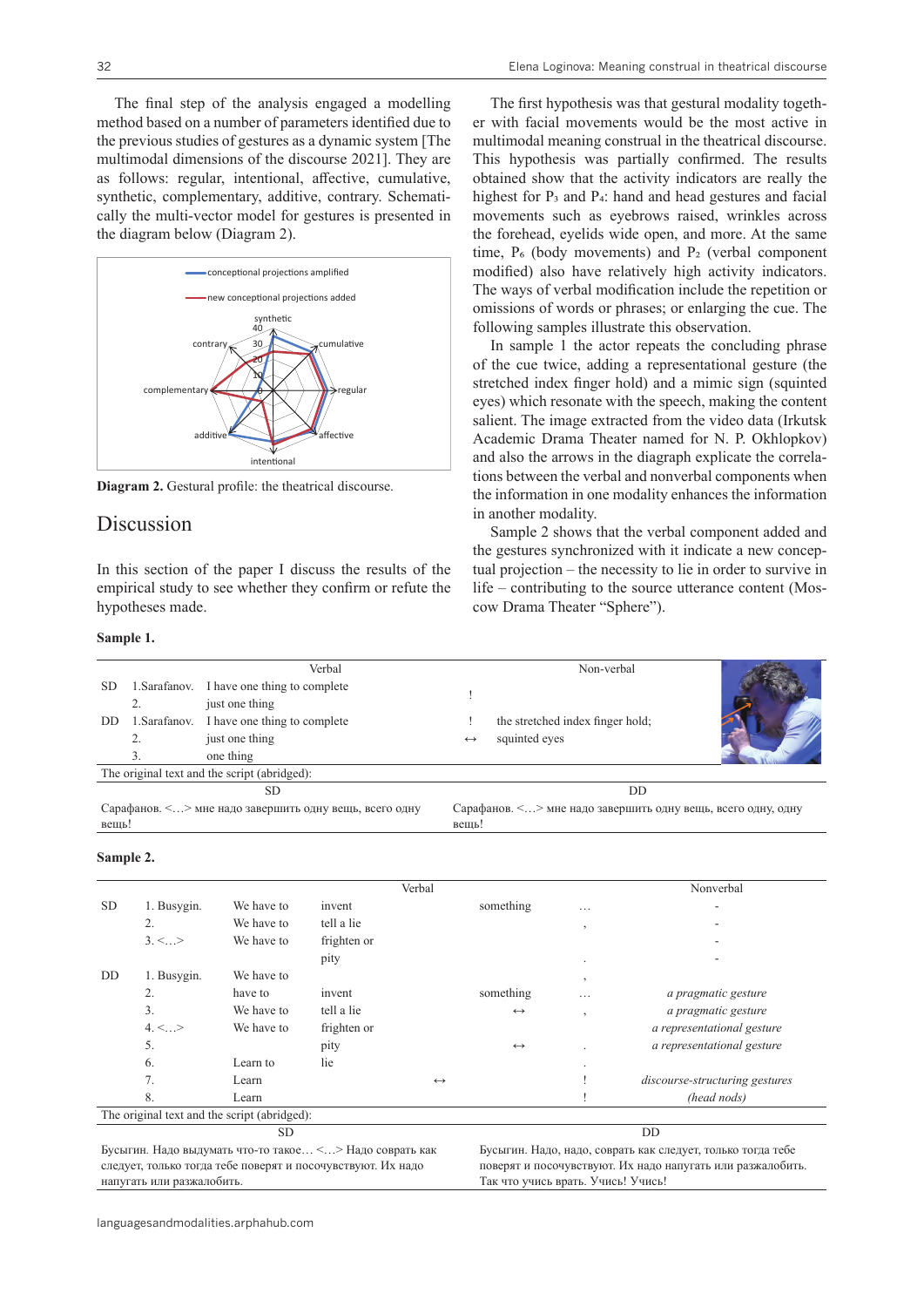The final step of the analysis engaged a modelling method based on a number of parameters identified due to the previous studies of gestures as a dynamic system [The multimodal dimensions of the discourse 2021]. They are as follows: regular, intentional, affective, cumulative, synthetic, complementary, additive, contrary. Schematically the multi-vector model for gestures is presented in the diagram below (Diagram 2).

**Diagram 2.** Gestural profile: the theatrical discourse.

## Discussion

In this section of the paper I discuss the results of the empirical study to see whether they confirm or refute the hypotheses made.

The first hypothesis was that gestural modality together with facial movements would be the most active in multimodal meaning construal in the theatrical discourse. This hypothesis was partially confirmed. The results obtained show that the activity indicators are really the highest for $P_3$ and $P_4$: hand and head gestures and facial movements such as eyebrows raised, wrinkles across the forehead, eyelids wide open, and more. At the same time, $P_6$ (body movements) and $P_2$ (verbal component modified) also have relatively high activity indicators. The ways of verbal modification include the repetition or omissions of words or phrases; or enlarging the cue. The following samples illustrate this observation.

In sample 1 the actor repeats the concluding phrase of the cue twice, adding a representational gesture (the stretched index finger hold) and a mimic sign (squinted eyes) which resonate with the speech, making the content salient. The image extracted from the video data (Irkutsk Academic Drama Theater named for N. P. Okhlopkov) and also the arrows in the diagraph explicate the correlations between the verbal and nonverbal components when the information in one modality enhances the information in another modality.

Sample 2 shows that the verbal component added and the gestures synchronized with it indicate a new conceptual projection – the necessity to lie in order to survive in life – contributing to the source utterance content (Moscow Drama Theater "Sphere").

**Sample 1.**

| | | Verbal | | Non-verbal |
|---|---|---|---|---|
| SD | 1.Sarafanov. | I have one thing to complete | ! | |
| | 2. | just one thing | | |
| DD | 1.Sarafanov. | I have one thing to complete | ! | the stretched index finger hold; |
| | 2. | just one thing | ↔ | squinted eyes |
| | 3. | one thing | | |

The original text and the script (abridged):

| SD | DD |
|---|---|
| Сарафанов. <…> мне надо завершить одну вещь, всего одну вещь! | Сарафанов. <…> мне надо завершить одну вещь, всего одну, одну вещь! |

**Sample 2.**

| | | Verbal | | | | | Nonverbal |
|---|---|---|---|---|---|---|---|
| SD | 1. Busygin. | We have to | invent | | something | … | - |
| | 2. | We have to | tell a lie | | | , | - |
| | 3. <…> | We have to | frighten or | | | | - |
| | | | pity | | | . | - |
| DD | 1. Busygin. | We have to | | | | , | |
| | 2. | have to | invent | | something | … | *a pragmatic gesture* |
| | 3. | We have to | tell a lie | | ↔ | , | *a pragmatic gesture* |
| | 4. <…> | We have to | frighten or | | | | *a representational gesture* |
| | 5. | | pity | | ↔ | . | *a representational gesture* |
| | 6. | Learn to | lie | | | . | |
| | 7. | Learn | | ↔ | | ! | *discourse-structuring gestures* |
| | 8. | Learn | | | | ! | *(head nods)* |

The original text and the script (abridged):

| SD | DD |
|---|---|
| Бусыгин. Надо выдумать что-то такое… <…> Надо соврать как следует, только тогда тебе поверят и посочувствуют. Их надо напугать или разжалобить. | Бусыгин. Надо, надо, соврать как следует, только тогда тебе поверят и посочувствуют. Их надо напугать или разжалобить. Так что учись врать. Учись! Учись! |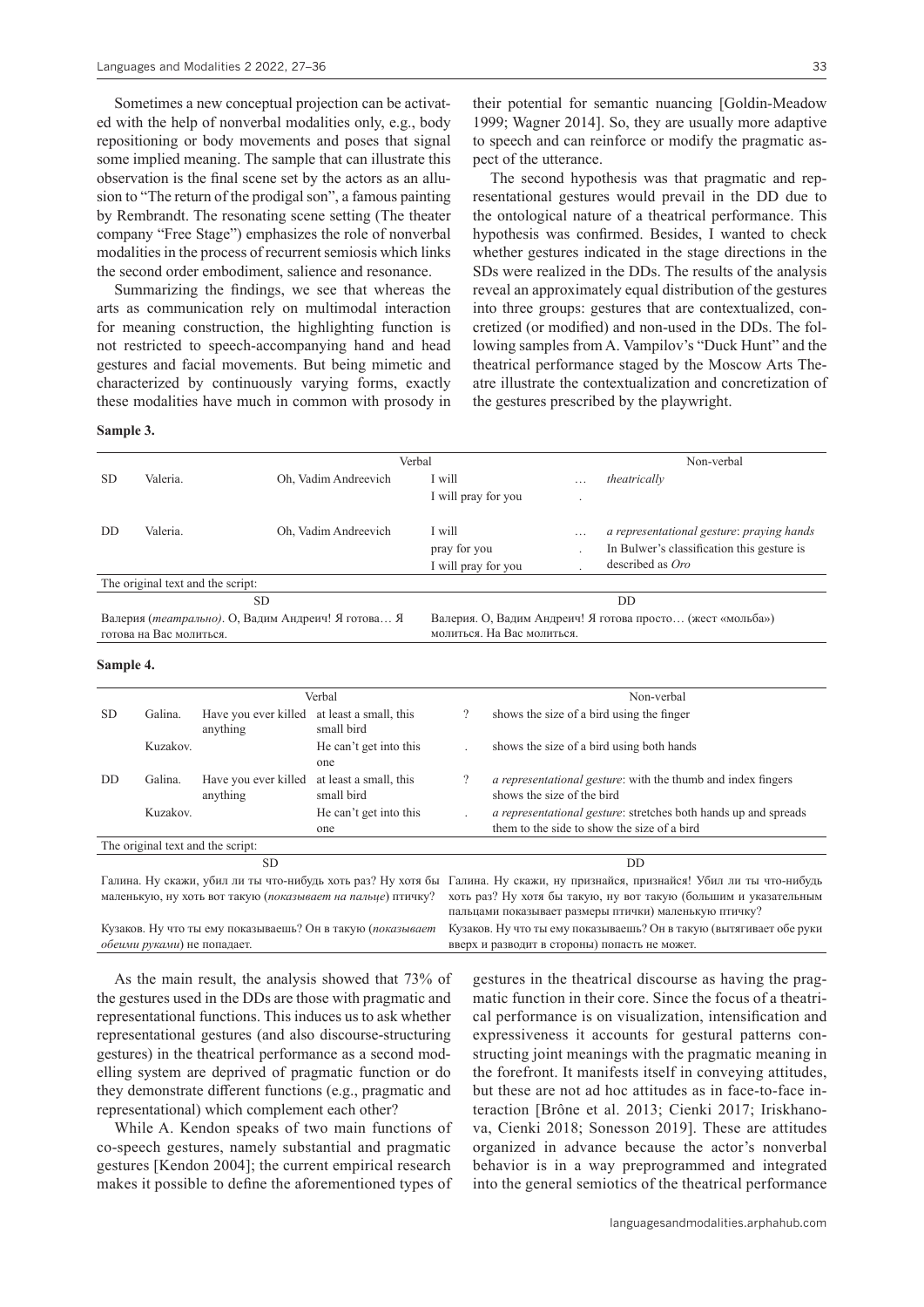Sometimes a new conceptual projection can be activated with the help of nonverbal modalities only, e.g., body repositioning or body movements and poses that signal some implied meaning. The sample that can illustrate this observation is the final scene set by the actors as an allusion to "The return of the prodigal son", a famous painting by Rembrandt. The resonating scene setting (The theater company "Free Stage") emphasizes the role of nonverbal modalities in the process of recurrent semiosis which links the second order embodiment, salience and resonance.

Summarizing the findings, we see that whereas the arts as communication rely on multimodal interaction for meaning construction, the highlighting function is not restricted to speech-accompanying hand and head gestures and facial movements. But being mimetic and characterized by continuously varying forms, exactly these modalities have much in common with prosody in their potential for semantic nuancing [Goldin-Meadow 1999; Wagner 2014]. So, they are usually more adaptive to speech and can reinforce or modify the pragmatic aspect of the utterance.

The second hypothesis was that pragmatic and representational gestures would prevail in the DD due to the ontological nature of a theatrical performance. This hypothesis was confirmed. Besides, I wanted to check whether gestures indicated in the stage directions in the SDs were realized in the DDs. The results of the analysis reveal an approximately equal distribution of the gestures into three groups: gestures that are contextualized, concretized (or modified) and non-used in the DDs. The following samples from A. Vampilov's "Duck Hunt" and the theatrical performance staged by the Moscow Arts Theatre illustrate the contextualization and concretization of the gestures prescribed by the playwright.

**Sample 3.**

| | Verbal | | | | Non-verbal |
|---|---|---|---|---|---|
| SD | Valeria. | Oh, Vadim Andreevich | I will<br>I will pray for you | …<br>. | *theatrically* |
| DD | Valeria. | Oh, Vadim Andreevich | I will<br>pray for you<br>I will pray for you | …<br>.<br>. | *a representational gesture*: *praying hands*<br>In Bulwer's classification this gesture is described as *Oro* |

| The original text and the script: | |
|---|---|
| SD | DD |
| Валерия (*театрально*). О, Вадим Андреич! Я готова… Я готова на Вас молиться. | Валерия. О, Вадим Андреич! Я готова просто… (жест «мольба») молиться. На Вас молиться. |

**Sample 4.**

| | Verbal | | | | Non-verbal |
|---|---|---|---|---|---|
| SD | Galina. | Have you ever killed anything | at least a small, this small bird | ? | shows the size of a bird using the finger |
| | Kuzakov. | | He can't get into this one | . | shows the size of a bird using both hands |
| DD | Galina. | Have you ever killed anything | at least a small, this small bird | ? | *a representational gesture*: with the thumb and index fingers shows the size of the bird |
| | Kuzakov. | | He can't get into this one | . | *a representational gesture*: stretches both hands up and spreads them to the side to show the size of a bird |

| The original text and the script: | |
|---|---|
| SD | DD |
| Галина. Ну скажи, убил ли ты что-нибудь хоть раз? Ну хотя бы маленькую, ну хоть вот такую (*показывает на пальце*) птичку? | Галина. Ну скажи, ну признайся, признайся! Убил ли ты что-нибудь хоть раз? Ну хотя бы такую, ну вот такую (большим и указательным пальцами показывает размеры птички) маленькую птичку? |
| Кузаков. Ну что ты ему показываешь? Он в такую (*показывает обеими руками*) не попадает. | Кузаков. Ну что ты ему показываешь? Он в такую (вытягивает обе руки вверх и разводит в стороны) попасть не может. |

As the main result, the analysis showed that 73% of the gestures used in the DDs are those with pragmatic and representational functions. This induces us to ask whether representational gestures (and also discourse-structuring gestures) in the theatrical performance as a second modelling system are deprived of pragmatic function or do they demonstrate different functions (e.g., pragmatic and representational) which complement each other?

While A. Kendon speaks of two main functions of co-speech gestures, namely substantial and pragmatic gestures [Kendon 2004]; the current empirical research makes it possible to define the aforementioned types of gestures in the theatrical discourse as having the pragmatic function in their core. Since the focus of a theatrical performance is on visualization, intensification and expressiveness it accounts for gestural patterns constructing joint meanings with the pragmatic meaning in the forefront. It manifests itself in conveying attitudes, but these are not ad hoc attitudes as in face-to-face interaction [Brône et al. 2013; Cienki 2017; Iriskhanova, Cienki 2018; Sonesson 2019]. These are attitudes organized in advance because the actor's nonverbal behavior is in a way preprogrammed and integrated into the general semiotics of the theatrical performance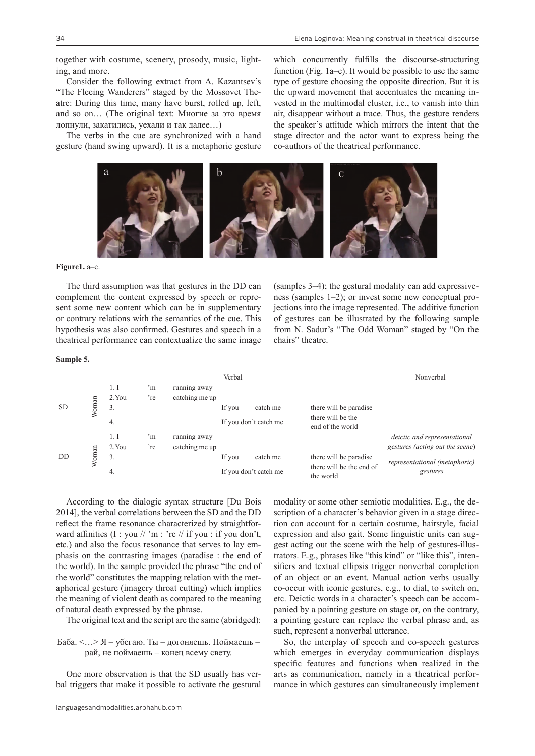together with costume, scenery, prosody, music, lighting, and more.

Consider the following extract from A. Kazantsev's "The Fleeing Wanderers" staged by the Mossovet Theatre: During this time, many have burst, rolled up, left, and so on… (The original text: Многие за это время лопнули, закатились, уехали и так далее…)

The verbs in the cue are synchronized with a hand gesture (hand swing upward). It is a metaphoric gesture which concurrently fulfills the discourse-structuring function (Fig. 1a–c). It would be possible to use the same type of gesture choosing the opposite direction. But it is the upward movement that accentuates the meaning invested in the multimodal cluster, i.e., to vanish into thin air, disappear without a trace. Thus, the gesture renders the speaker's attitude which mirrors the intent that the stage director and the actor want to express being the co-authors of the theatrical performance.

**Figure1.** a–c.

The third assumption was that gestures in the DD can complement the content expressed by speech or represent some new content which can be in supplementary or contrary relations with the semantics of the cue. This hypothesis was also confirmed. Gestures and speech in a theatrical performance can contextualize the same image (samples 3–4); the gestural modality can add expressiveness (samples 1–2); or invest some new conceptual projections into the image represented. The additive function of gestures can be illustrated by the following sample from N. Sadur's "The Odd Woman" staged by "On the chairs" theatre.

**Sample 5.**

| | | Verbal | | | | | | Nonverbal |
|---|---|---|---|---|---|---|---|---|
| SD | Woman | 1. I | 'm | running away | | | | |
| | | 2. You | 're | catching me up | | | | |
| | | 3. | | | If you | catch me | there will be paradise | |
| | | 4. | | | If you don't catch me | | there will be the end of the world | |
| DD | Woman | 1. I | 'm | running away | | | | *deictic and representational gestures (acting out the scene)* |
| | | 2. You | 're | catching me up | | | | |
| | | 3. | | | If you | catch me | there will be paradise | *representational (metaphoric) gestures* |
| | | 4. | | | If you don't catch me | | there will be the end of the world | |

According to the dialogic syntax structure [Du Bois 2014], the verbal correlations between the SD and the DD reflect the frame resonance characterized by straightforward affinities (I : you // 'm : 're // if you : if you don't, etc.) and also the focus resonance that serves to lay emphasis on the contrasting images (paradise : the end of the world). In the sample provided the phrase "the end of the world" constitutes the mapping relation with the metaphorical gesture (imagery throat cutting) which implies the meaning of violent death as compared to the meaning of natural death expressed by the phrase.

The original text and the script are the same (abridged):

Баба. <…> Я – убегаю. Ты – догоняешь. Поймаешь – рай, не поймаешь – конец всему свету.

One more observation is that the SD usually has verbal triggers that make it possible to activate the gestural modality or some other semiotic modalities. E.g., the description of a character's behavior given in a stage direction can account for a certain costume, hairstyle, facial expression and also gait. Some linguistic units can suggest acting out the scene with the help of gestures-illustrators. E.g., phrases like "this kind" or "like this", intensifiers and textual ellipsis trigger nonverbal completion of an object or an event. Manual action verbs usually co-occur with iconic gestures, e.g., to dial, to switch on, etc. Deictic words in a character's speech can be accompanied by a pointing gesture on stage or, on the contrary, a pointing gesture can replace the verbal phrase and, as such, represent a nonverbal utterance.

So, the interplay of speech and co-speech gestures which emerges in everyday communication displays specific features and functions when realized in the arts as communication, namely in a theatrical performance in which gestures can simultaneously implement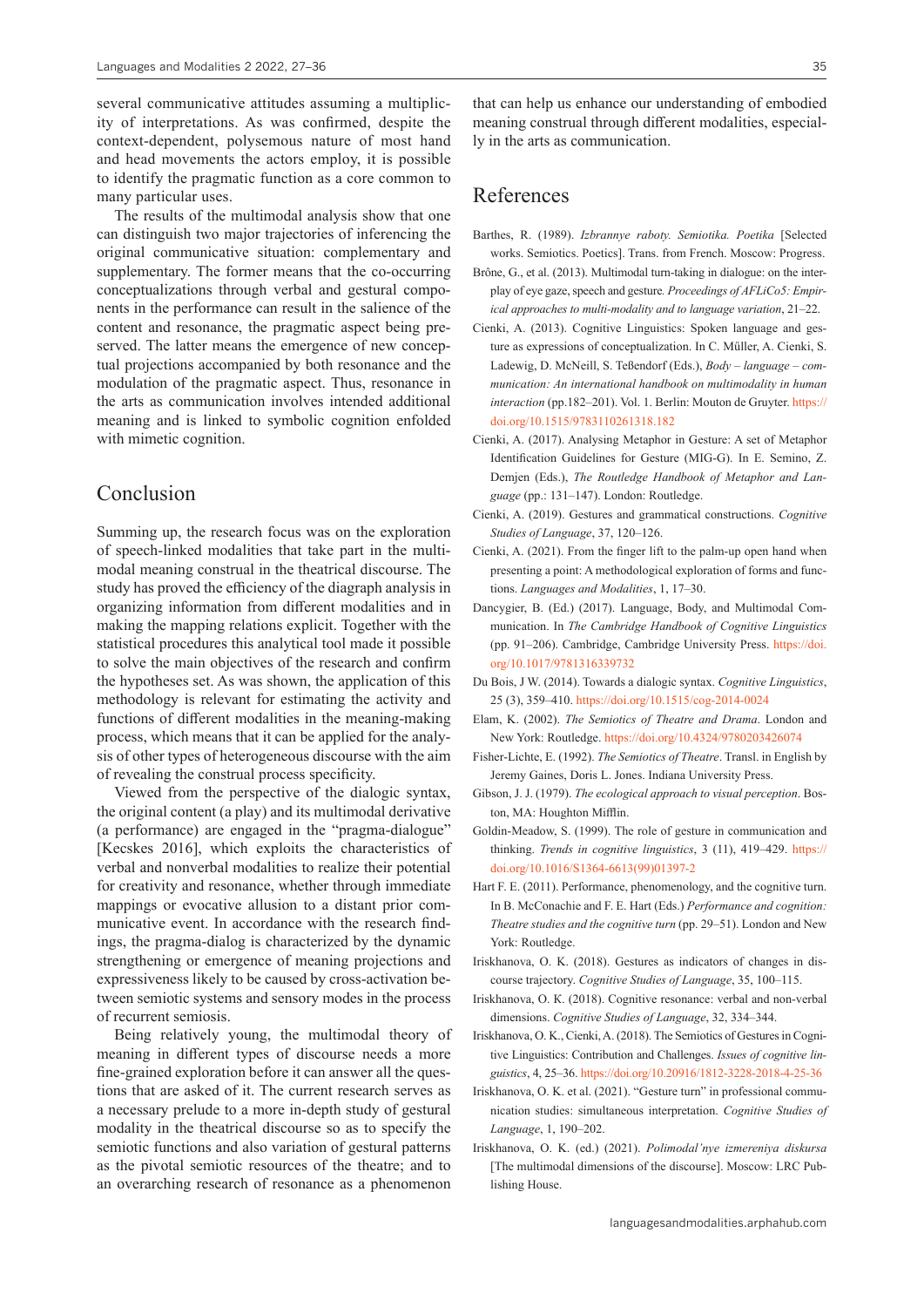several communicative attitudes assuming a multiplicity of interpretations. As was confirmed, despite the context-dependent, polysemous nature of most hand and head movements the actors employ, it is possible to identify the pragmatic function as a core common to many particular uses.

The results of the multimodal analysis show that one can distinguish two major trajectories of inferencing the original communicative situation: complementary and supplementary. The former means that the co-occurring conceptualizations through verbal and gestural components in the performance can result in the salience of the content and resonance, the pragmatic aspect being preserved. The latter means the emergence of new conceptual projections accompanied by both resonance and the modulation of the pragmatic aspect. Thus, resonance in the arts as communication involves intended additional meaning and is linked to symbolic cognition enfolded with mimetic cognition.

## Conclusion

Summing up, the research focus was on the exploration of speech-linked modalities that take part in the multimodal meaning construal in the theatrical discourse. The study has proved the efficiency of the diagraph analysis in organizing information from different modalities and in making the mapping relations explicit. Together with the statistical procedures this analytical tool made it possible to solve the main objectives of the research and confirm the hypotheses set. As was shown, the application of this methodology is relevant for estimating the activity and functions of different modalities in the meaning-making process, which means that it can be applied for the analysis of other types of heterogeneous discourse with the aim of revealing the construal process specificity.

Viewed from the perspective of the dialogic syntax, the original content (a play) and its multimodal derivative (a performance) are engaged in the "pragma-dialogue" [Kecskes 2016], which exploits the characteristics of verbal and nonverbal modalities to realize their potential for creativity and resonance, whether through immediate mappings or evocative allusion to a distant prior communicative event. In accordance with the research findings, the pragma-dialog is characterized by the dynamic strengthening or emergence of meaning projections and expressiveness likely to be caused by cross-activation between semiotic systems and sensory modes in the process of recurrent semiosis.

Being relatively young, the multimodal theory of meaning in different types of discourse needs a more fine-grained exploration before it can answer all the questions that are asked of it. The current research serves as a necessary prelude to a more in-depth study of gestural modality in the theatrical discourse so as to specify the semiotic functions and also variation of gestural patterns as the pivotal semiotic resources of the theatre; and to an overarching research of resonance as a phenomenon that can help us enhance our understanding of embodied meaning construal through different modalities, especially in the arts as communication.

## References

Barthes, R. (1989). *Izbrannye raboty. Semiotika. Poetika* [Selected works. Semiotics. Poetics]. Trans. from French. Moscow: Progress.

Brône, G., et al. (2013). Multimodal turn-taking in dialogue: on the interplay of eye gaze, speech and gesture. *Proceedings of AFLiCo5: Empirical approaches to multi-modality and to language variation*, 21–22.

Cienki, A. (2013). Cognitive Linguistics: Spoken language and gesture as expressions of conceptualization. In C. Müller, A. Cienki, S. Ladewig, D. McNeill, S. Teßendorf (Eds.), *Body – language – communication: An international handbook on multimodality in human interaction* (pp.182–201). Vol. 1. Berlin: Mouton de Gruyter. https://doi.org/10.1515/9783110261318.182

Cienki, A. (2017). Analysing Metaphor in Gesture: A set of Metaphor Identification Guidelines for Gesture (MIG-G). In E. Semino, Z. Demjen (Eds.), *The Routledge Handbook of Metaphor and Language* (pp.: 131–147). London: Routledge.

Cienki, A. (2019). Gestures and grammatical constructions. *Cognitive Studies of Language*, 37, 120–126.

Cienki, A. (2021). From the finger lift to the palm-up open hand when presenting a point: A methodological exploration of forms and functions. *Languages and Modalities*, 1, 17–30.

Dancygier, B. (Ed.) (2017). Language, Body, and Multimodal Communication. In *The Cambridge Handbook of Cognitive Linguistics* (pp. 91–206). Cambridge, Cambridge University Press. https://doi.org/10.1017/9781316339732

Du Bois, J W. (2014). Towards a dialogic syntax. *Cognitive Linguistics*, 25 (3), 359–410. https://doi.org/10.1515/cog-2014-0024

Elam, K. (2002). *The Semiotics of Theatre and Drama*. London and New York: Routledge. https://doi.org/10.4324/9780203426074

Fisher-Lichte, E. (1992). *The Semiotics of Theatre*. Transl. in English by Jeremy Gaines, Doris L. Jones. Indiana University Press.

Gibson, J. J. (1979). *The ecological approach to visual perception*. Boston, MA: Houghton Mifflin.

Goldin-Meadow, S. (1999). The role of gesture in communication and thinking. *Trends in cognitive linguistics*, 3 (11), 419–429. https://doi.org/10.1016/S1364-6613(99)01397-2

Hart F. E. (2011). Performance, phenomenology, and the cognitive turn. In B. McConachie and F. E. Hart (Eds.) *Performance and cognition: Theatre studies and the cognitive turn* (pp. 29–51). London and New York: Routledge.

Iriskhanova, O. K. (2018). Gestures as indicators of changes in discourse trajectory. *Cognitive Studies of Language*, 35, 100–115.

Iriskhanova, O. K. (2018). Cognitive resonance: verbal and non-verbal dimensions. *Cognitive Studies of Language*, 32, 334–344.

Iriskhanova, O. K., Cienki, A. (2018). The Semiotics of Gestures in Cognitive Linguistics: Contribution and Challenges. *Issues of cognitive linguistics*, 4, 25–36. https://doi.org/10.20916/1812-3228-2018-4-25-36

Iriskhanova, O. K. et al. (2021). "Gesture turn" in professional communication studies: simultaneous interpretation. *Cognitive Studies of Language*, 1, 190–202.

Iriskhanova, O. K. (ed.) (2021). *Polimodal'nye izmereniya diskursa* [The multimodal dimensions of the discourse]. Moscow: LRC Publishing House.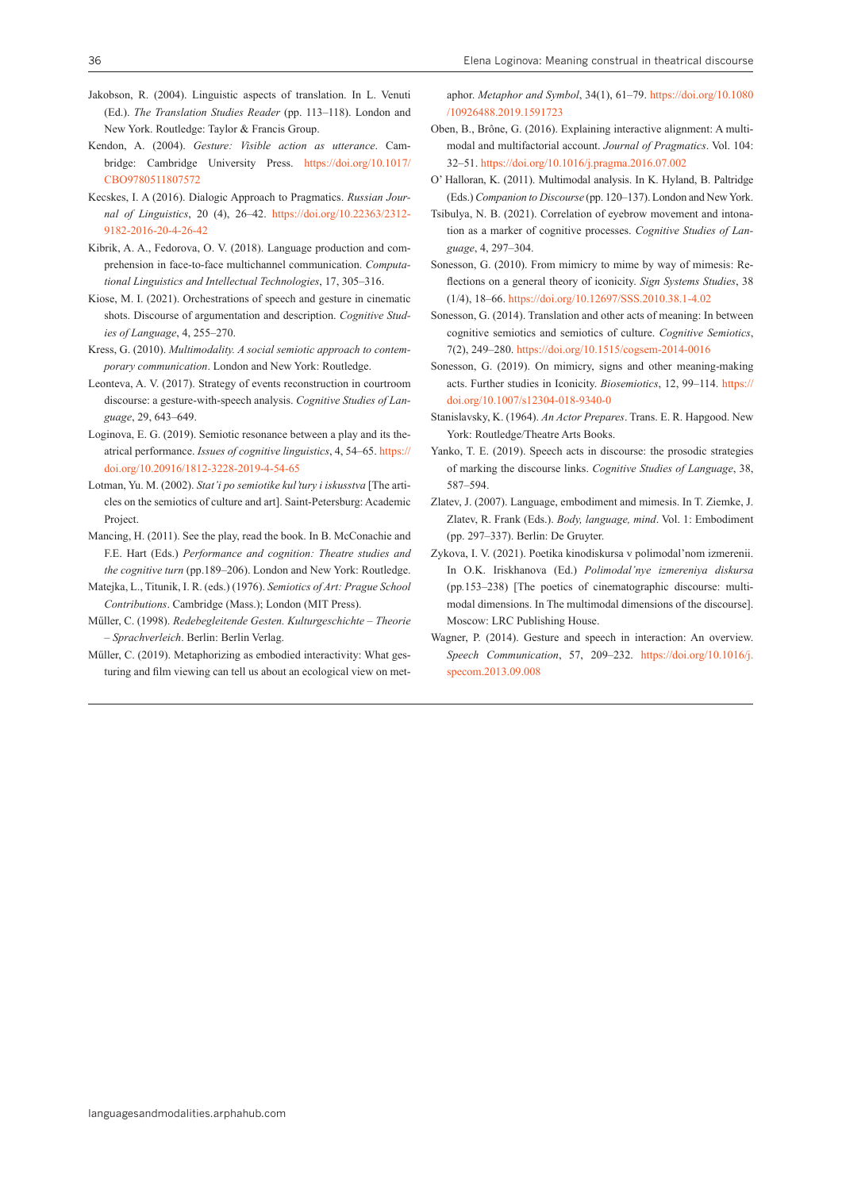Jakobson, R. (2004). Linguistic aspects of translation. In L. Venuti (Ed.). *The Translation Studies Reader* (pp. 113–118). London and New York. Routledge: Taylor & Francis Group.

Kendon, A. (2004). *Gesture: Visible action as utterance*. Cambridge: Cambridge University Press. https://doi.org/10.1017/CBO9780511807572

Kecskes, I. A (2016). Dialogic Approach to Pragmatics. *Russian Journal of Linguistics*, 20 (4), 26–42. https://doi.org/10.22363/2312-9182-2016-20-4-26-42

Kibrik, A. A., Fedorova, O. V. (2018). Language production and comprehension in face-to-face multichannel communication. *Computational Linguistics and Intellectual Technologies*, 17, 305–316.

Kiose, M. I. (2021). Orchestrations of speech and gesture in cinematic shots. Discourse of argumentation and description. *Cognitive Studies of Language*, 4, 255–270.

Kress, G. (2010). *Multimodality. A social semiotic approach to contemporary communication*. London and New York: Routledge.

Leonteva, A. V. (2017). Strategy of events reconstruction in courtroom discourse: a gesture-with-speech analysis. *Cognitive Studies of Language*, 29, 643–649.

Loginova, E. G. (2019). Semiotic resonance between a play and its theatrical performance. *Issues of cognitive linguistics*, 4, 54–65. https://doi.org/10.20916/1812-3228-2019-4-54-65

Lotman, Yu. M. (2002). *Stat'i po semiotike kul'tury i iskusstva* [The articles on the semiotics of culture and art]. Saint-Petersburg: Academic Project.

Mancing, H. (2011). See the play, read the book. In B. McConachie and F.E. Hart (Eds.) *Performance and cognition: Theatre studies and the cognitive turn* (pp.189–206). London and New York: Routledge.

Matejka, L., Titunik, I. R. (eds.) (1976). *Semiotics of Art: Prague School Contributions*. Cambridge (Mass.); London (MIT Press).

Müller, C. (1998). *Redebegleitende Gesten. Kulturgeschichte – Theorie – Sprachverleich*. Berlin: Berlin Verlag.

Müller, C. (2019). Metaphorizing as embodied interactivity: What gesturing and film viewing can tell us about an ecological view on metaphor. *Metaphor and Symbol*, 34(1), 61–79. https://doi.org/10.1080/10926488.2019.1591723

Oben, B., Brône, G. (2016). Explaining interactive alignment: A multimodal and multifactorial account. *Journal of Pragmatics*. Vol. 104: 32–51. https://doi.org/10.1016/j.pragma.2016.07.002

O' Halloran, K. (2011). Multimodal analysis. In K. Hyland, B. Paltridge (Eds.) *Companion to Discourse* (pp. 120–137). London and New York.

Tsibulya, N. B. (2021). Correlation of eyebrow movement and intonation as a marker of cognitive processes. *Cognitive Studies of Language*, 4, 297–304.

Sonesson, G. (2010). From mimicry to mime by way of mimesis: Reflections on a general theory of iconicity. *Sign Systems Studies*, 38 (1/4), 18–66. https://doi.org/10.12697/SSS.2010.38.1-4.02

Sonesson, G. (2014). Translation and other acts of meaning: In between cognitive semiotics and semiotics of culture. *Cognitive Semiotics*, 7(2), 249–280. https://doi.org/10.1515/cogsem-2014-0016

Sonesson, G. (2019). On mimicry, signs and other meaning-making acts. Further studies in Iconicity. *Biosemiotics*, 12, 99–114. https://doi.org/10.1007/s12304-018-9340-0

Stanislavsky, K. (1964). *An Actor Prepares*. Trans. E. R. Hapgood. New York: Routledge/Theatre Arts Books.

Yanko, T. E. (2019). Speech acts in discourse: the prosodic strategies of marking the discourse links. *Cognitive Studies of Language*, 38, 587–594.

Zlatev, J. (2007). Language, embodiment and mimesis. In T. Ziemke, J. Zlatev, R. Frank (Eds.). *Body, language, mind*. Vol. 1: Embodiment (pp. 297–337). Berlin: De Gruyter.

Zykova, I. V. (2021). Poetika kinodiskursa v polimodal'nom izmerenii. In O.K. Iriskhanova (Ed.) *Polimodal'nye izmereniya diskursa* (pp.153–238) [The poetics of cinematographic discourse: multimodal dimensions. In The multimodal dimensions of the discourse]. Moscow: LRC Publishing House.

Wagner, P. (2014). Gesture and speech in interaction: An overview. *Speech Communication*, 57, 209–232. https://doi.org/10.1016/j.specom.2013.09.008